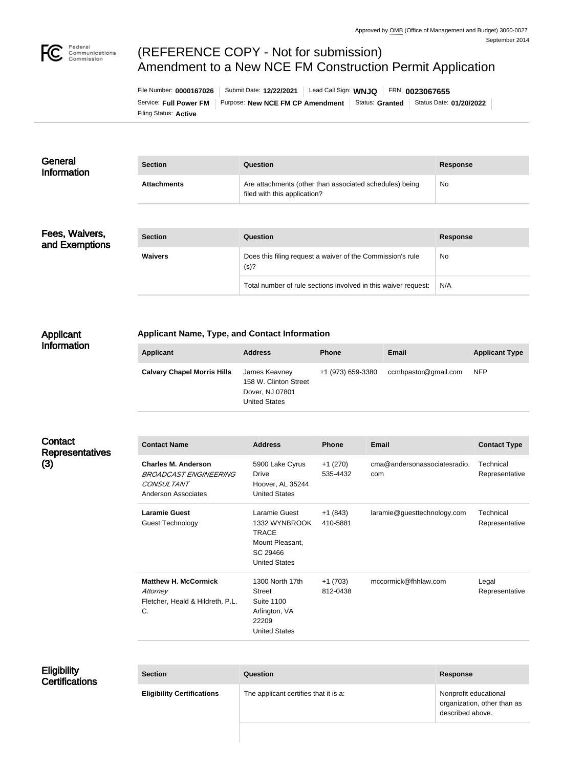Approved by OMB (Office of Management and Budget) 3060-0027
September 2014

# (REFERENCE COPY - Not for submission) Amendment to a New NCE FM Construction Permit Application

File Number: **0000167026** | Submit Date: **12/22/2021** | Lead Call Sign: **WNJQ** | FRN: **0023067655**
Service: **Full Power FM** | Purpose: **New NCE FM CP Amendment** | Status: **Granted** | Status Date: **01/20/2022**
Filing Status: **Active**

## General Information

| Section | Question | Response |
| --- | --- | --- |
| **Attachments** | Are attachments (other than associated schedules) being filed with this application? | No |

## Fees, Waivers, and Exemptions

| Section | Question | Response |
| --- | --- | --- |
| **Waivers** | Does this filing request a waiver of the Commission's rule (s)? | No |
| | Total number of rule sections involved in this waiver request: | N/A |

## Applicant Information

### Applicant Name, Type, and Contact Information

| Applicant | Address | Phone | Email | Applicant Type |
| --- | --- | --- | --- | --- |
| **Calvary Chapel Morris Hills** | James Keavney<br>158 W. Clinton Street<br>Dover, NJ 07801<br>United States | +1 (973) 659-3380 | ccmhpastor@gmail.com | NFP |

## Contact Representatives (3)

| Contact Name | Address | Phone | Email | Contact Type |
| --- | --- | --- | --- | --- |
| **Charles M. Anderson**<br>*BROADCAST ENGINEERING CONSULTANT*<br>Anderson Associates | 5900 Lake Cyrus Drive<br>Hoover, AL 35244<br>United States | +1 (270) 535-4432 | cma@andersonassociatesradio.com | Technical Representative |
| **Laramie Guest**<br>Guest Technology | Laramie Guest<br>1332 WYNBROOK TRACE<br>Mount Pleasant, SC 29466<br>United States | +1 (843) 410-5881 | laramie@guesttechnology.com | Technical Representative |
| **Matthew H. McCormick**<br>*Attorney*<br>Fletcher, Heald & Hildreth, P.L.C. | 1300 North 17th Street<br>Suite 1100<br>Arlington, VA 22209<br>United States | +1 (703) 812-0438 | mccormick@fhhlaw.com | Legal Representative |

## Eligibility Certifications

| Section | Question | Response |
| --- | --- | --- |
| **Eligibility Certifications** | The applicant certifies that it is a: | Nonprofit educational organization, other than as described above. |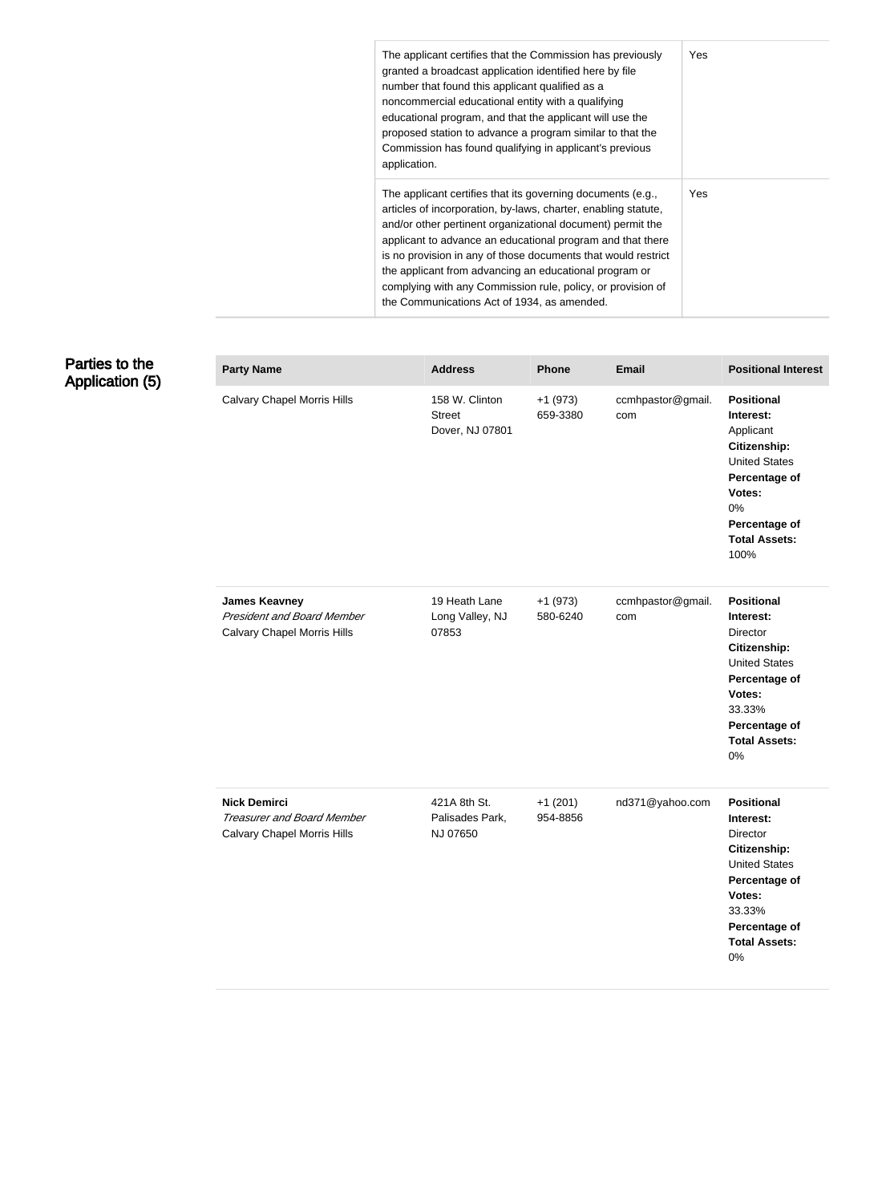| | |
|---|---|
| The applicant certifies that the Commission has previously granted a broadcast application identified here by file number that found this applicant qualified as a noncommercial educational entity with a qualifying educational program, and that the applicant will use the proposed station to advance a program similar to that the Commission has found qualifying in applicant's previous application. | Yes |
| The applicant certifies that its governing documents (e.g., articles of incorporation, by-laws, charter, enabling statute, and/or other pertinent organizational document) permit the applicant to advance an educational program and that there is no provision in any of those documents that would restrict the applicant from advancing an educational program or complying with any Commission rule, policy, or provision of the Communications Act of 1934, as amended. | Yes |

## Parties to the Application (5)

| Party Name | Address | Phone | Email | Positional Interest |
|---|---|---|---|---|
| Calvary Chapel Morris Hills | 158 W. Clinton Street Dover, NJ 07801 | +1 (973) 659-3380 | ccmhpastor@gmail.com | **Positional Interest:** Applicant **Citizenship:** United States **Percentage of Votes:** 0% **Percentage of Total Assets:** 100% |
| **James Keavney** *President and Board Member* Calvary Chapel Morris Hills | 19 Heath Lane Long Valley, NJ 07853 | +1 (973) 580-6240 | ccmhpastor@gmail.com | **Positional Interest:** Director **Citizenship:** United States **Percentage of Votes:** 33.33% **Percentage of Total Assets:** 0% |
| **Nick Demirci** *Treasurer and Board Member* Calvary Chapel Morris Hills | 421A 8th St. Palisades Park, NJ 07650 | +1 (201) 954-8856 | nd371@yahoo.com | **Positional Interest:** Director **Citizenship:** United States **Percentage of Votes:** 33.33% **Percentage of Total Assets:** 0% |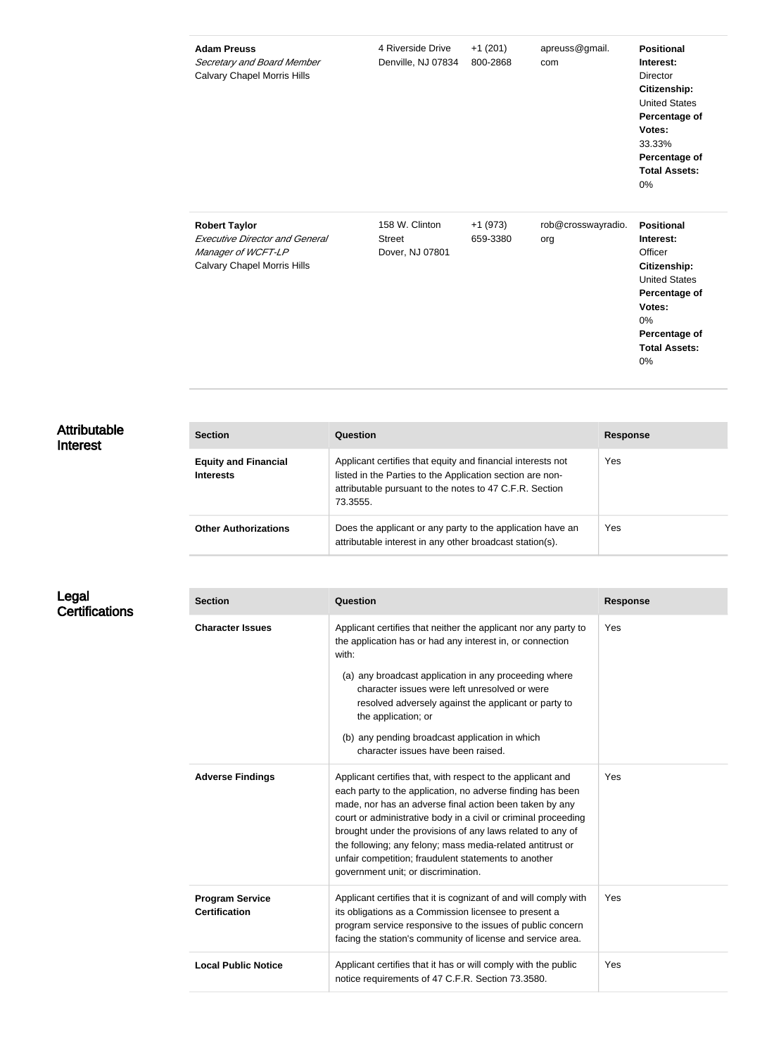| | | | | |
|---|---|---|---|---|
| **Adam Preuss**<br>*Secretary and Board Member*<br>Calvary Chapel Morris Hills | 4 Riverside Drive<br>Denville, NJ 07834 | +1 (201)<br>800-2868 | apreuss@gmail.com | **Positional Interest:** Director<br>**Citizenship:** United States<br>**Percentage of Votes:** 33.33%<br>**Percentage of Total Assets:** 0% |
| **Robert Taylor**<br>*Executive Director and General Manager of WCFT-LP*<br>Calvary Chapel Morris Hills | 158 W. Clinton Street<br>Dover, NJ 07801 | +1 (973)<br>659-3380 | rob@crosswayradio.org | **Positional Interest:** Officer<br>**Citizenship:** United States<br>**Percentage of Votes:** 0%<br>**Percentage of Total Assets:** 0% |

## Attributable Interest

| Section | Question | Response |
|---|---|---|
| **Equity and Financial Interests** | Applicant certifies that equity and financial interests not listed in the Parties to the Application section are non-attributable pursuant to the notes to 47 C.F.R. Section 73.3555. | Yes |
| **Other Authorizations** | Does the applicant or any party to the application have an attributable interest in any other broadcast station(s). | Yes |

## Legal Certifications

| Section | Question | Response |
|---|---|---|
| **Character Issues** | Applicant certifies that neither the applicant nor any party to the application has or had any interest in, or connection with:<br>(a) any broadcast application in any proceeding where character issues were left unresolved or were resolved adversely against the applicant or party to the application; or<br>(b) any pending broadcast application in which character issues have been raised. | Yes |
| **Adverse Findings** | Applicant certifies that, with respect to the applicant and each party to the application, no adverse finding has been made, nor has an adverse final action been taken by any court or administrative body in a civil or criminal proceeding brought under the provisions of any laws related to any of the following; any felony; mass media-related antitrust or unfair competition; fraudulent statements to another government unit; or discrimination. | Yes |
| **Program Service Certification** | Applicant certifies that it is cognizant of and will comply with its obligations as a Commission licensee to present a program service responsive to the issues of public concern facing the station's community of license and service area. | Yes |
| **Local Public Notice** | Applicant certifies that it has or will comply with the public notice requirements of 47 C.F.R. Section 73.3580. | Yes |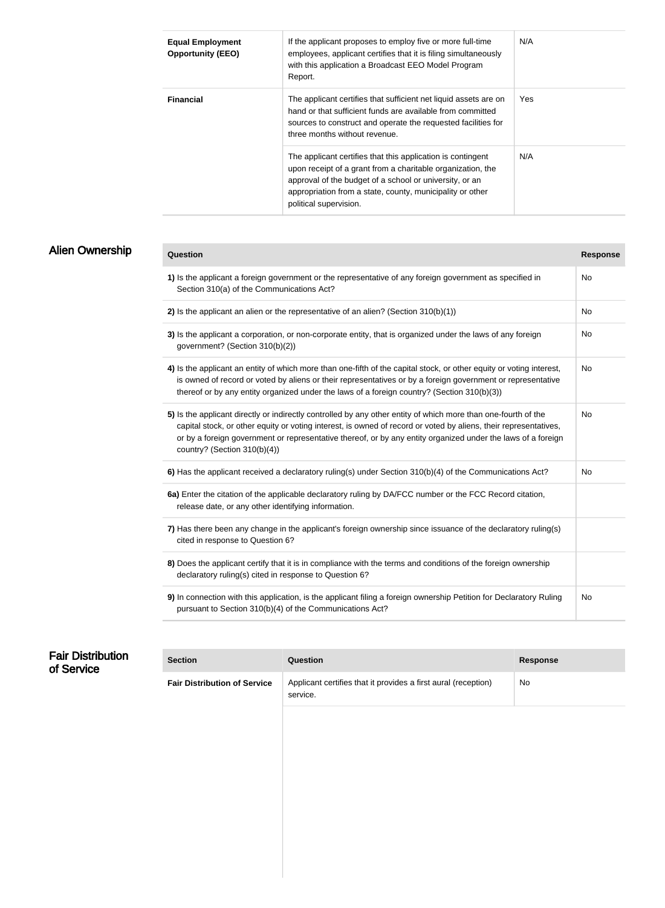| | | |
|---|---|---|
| **Equal Employment Opportunity (EEO)** | If the applicant proposes to employ five or more full-time employees, applicant certifies that it is filing simultaneously with this application a Broadcast EEO Model Program Report. | N/A |
| **Financial** | The applicant certifies that sufficient net liquid assets are on hand or that sufficient funds are available from committed sources to construct and operate the requested facilities for three months without revenue. | Yes |
| | The applicant certifies that this application is contingent upon receipt of a grant from a charitable organization, the approval of the budget of a school or university, or an appropriation from a state, county, municipality or other political supervision. | N/A |

## Alien Ownership

| Question | Response |
|---|---|
| **1)** Is the applicant a foreign government or the representative of any foreign government as specified in Section 310(a) of the Communications Act? | No |
| **2)** Is the applicant an alien or the representative of an alien? (Section 310(b)(1)) | No |
| **3)** Is the applicant a corporation, or non-corporate entity, that is organized under the laws of any foreign government? (Section 310(b)(2)) | No |
| **4)** Is the applicant an entity of which more than one-fifth of the capital stock, or other equity or voting interest, is owned of record or voted by aliens or their representatives or by a foreign government or representative thereof or by any entity organized under the laws of a foreign country? (Section 310(b)(3)) | No |
| **5)** Is the applicant directly or indirectly controlled by any other entity of which more than one-fourth of the capital stock, or other equity or voting interest, is owned of record or voted by aliens, their representatives, or by a foreign government or representative thereof, or by any entity organized under the laws of a foreign country? (Section 310(b)(4)) | No |
| **6)** Has the applicant received a declaratory ruling(s) under Section 310(b)(4) of the Communications Act? | No |
| **6a)** Enter the citation of the applicable declaratory ruling by DA/FCC number or the FCC Record citation, release date, or any other identifying information. | |
| **7)** Has there been any change in the applicant's foreign ownership since issuance of the declaratory ruling(s) cited in response to Question 6? | |
| **8)** Does the applicant certify that it is in compliance with the terms and conditions of the foreign ownership declaratory ruling(s) cited in response to Question 6? | |
| **9)** In connection with this application, is the applicant filing a foreign ownership Petition for Declaratory Ruling pursuant to Section 310(b)(4) of the Communications Act? | No |

## Fair Distribution of Service

| Section | Question | Response |
|---|---|---|
| **Fair Distribution of Service** | Applicant certifies that it provides a first aural (reception) service. | No |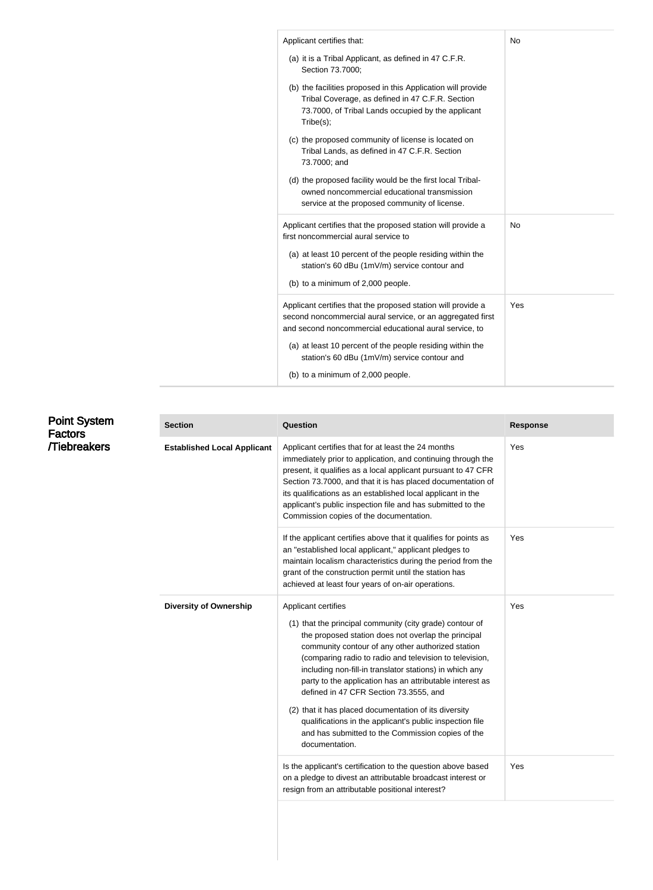| | Question | Response |
|---|---|---|
| | Applicant certifies that:<br>(a) it is a Tribal Applicant, as defined in 47 C.F.R. Section 73.7000;<br>(b) the facilities proposed in this Application will provide Tribal Coverage, as defined in 47 C.F.R. Section 73.7000, of Tribal Lands occupied by the applicant Tribe(s);<br>(c) the proposed community of license is located on Tribal Lands, as defined in 47 C.F.R. Section 73.7000; and<br>(d) the proposed facility would be the first local Tribal-owned noncommercial educational transmission service at the proposed community of license. | No |
| | Applicant certifies that the proposed station will provide a first noncommercial aural service to<br>(a) at least 10 percent of the people residing within the station's 60 dBu (1mV/m) service contour and<br>(b) to a minimum of 2,000 people. | No |
| | Applicant certifies that the proposed station will provide a second noncommercial aural service, or an aggregated first and second noncommercial educational aural service, to<br>(a) at least 10 percent of the people residing within the station's 60 dBu (1mV/m) service contour and<br>(b) to a minimum of 2,000 people. | Yes |

## Point System Factors /Tiebreakers

| Section | Question | Response |
|---|---|---|
| **Established Local Applicant** | Applicant certifies that for at least the 24 months immediately prior to application, and continuing through the present, it qualifies as a local applicant pursuant to 47 CFR Section 73.7000, and that it is has placed documentation of its qualifications as an established local applicant in the applicant's public inspection file and has submitted to the Commission copies of the documentation. | Yes |
| | If the applicant certifies above that it qualifies for points as an "established local applicant," applicant pledges to maintain localism characteristics during the period from the grant of the construction permit until the station has achieved at least four years of on-air operations. | Yes |
| **Diversity of Ownership** | Applicant certifies<br>(1) that the principal community (city grade) contour of the proposed station does not overlap the principal community contour of any other authorized station (comparing radio to radio and television to television, including non-fill-in translator stations) in which any party to the application has an attributable interest as defined in 47 CFR Section 73.3555, and<br>(2) that it has placed documentation of its diversity qualifications in the applicant's public inspection file and has submitted to the Commission copies of the documentation. | Yes |
| | Is the applicant's certification to the question above based on a pledge to divest an attributable broadcast interest or resign from an attributable positional interest? | Yes |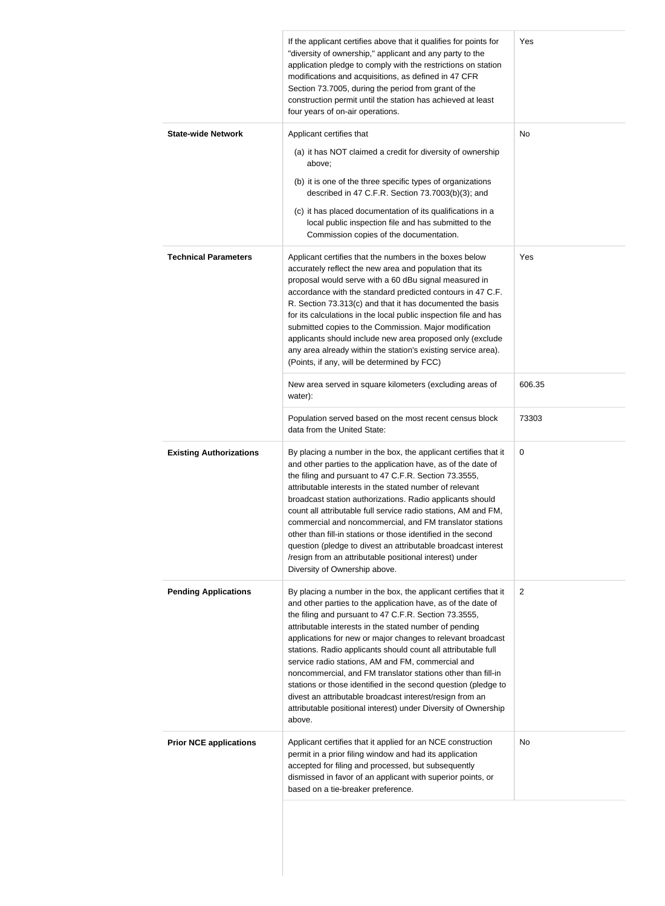| | | |
|---|---|---|
| | If the applicant certifies above that it qualifies for points for "diversity of ownership," applicant and any party to the application pledge to comply with the restrictions on station modifications and acquisitions, as defined in 47 CFR Section 73.7005, during the period from grant of the construction permit until the station has achieved at least four years of on-air operations. | Yes |
| **State-wide Network** | Applicant certifies that<br>(a) it has NOT claimed a credit for diversity of ownership above;<br>(b) it is one of the three specific types of organizations described in 47 C.F.R. Section 73.7003(b)(3); and<br>(c) it has placed documentation of its qualifications in a local public inspection file and has submitted to the Commission copies of the documentation. | No |
| **Technical Parameters** | Applicant certifies that the numbers in the boxes below accurately reflect the new area and population that its proposal would serve with a 60 dBu signal measured in accordance with the standard predicted contours in 47 C.F. R. Section 73.313(c) and that it has documented the basis for its calculations in the local public inspection file and has submitted copies to the Commission. Major modification applicants should include new area proposed only (exclude any area already within the station's existing service area). (Points, if any, will be determined by FCC) | Yes |
| | New area served in square kilometers (excluding areas of water): | 606.35 |
| | Population served based on the most recent census block data from the United State: | 73303 |
| **Existing Authorizations** | By placing a number in the box, the applicant certifies that it and other parties to the application have, as of the date of the filing and pursuant to 47 C.F.R. Section 73.3555, attributable interests in the stated number of relevant broadcast station authorizations. Radio applicants should count all attributable full service radio stations, AM and FM, commercial and noncommercial, and FM translator stations other than fill-in stations or those identified in the second question (pledge to divest an attributable broadcast interest /resign from an attributable positional interest) under Diversity of Ownership above. | 0 |
| **Pending Applications** | By placing a number in the box, the applicant certifies that it and other parties to the application have, as of the date of the filing and pursuant to 47 C.F.R. Section 73.3555, attributable interests in the stated number of pending applications for new or major changes to relevant broadcast stations. Radio applicants should count all attributable full service radio stations, AM and FM, commercial and noncommercial, and FM translator stations other than fill-in stations or those identified in the second question (pledge to divest an attributable broadcast interest/resign from an attributable positional interest) under Diversity of Ownership above. | 2 |
| **Prior NCE applications** | Applicant certifies that it applied for an NCE construction permit in a prior filing window and had its application accepted for filing and processed, but subsequently dismissed in favor of an applicant with superior points, or based on a tie-breaker preference. | No |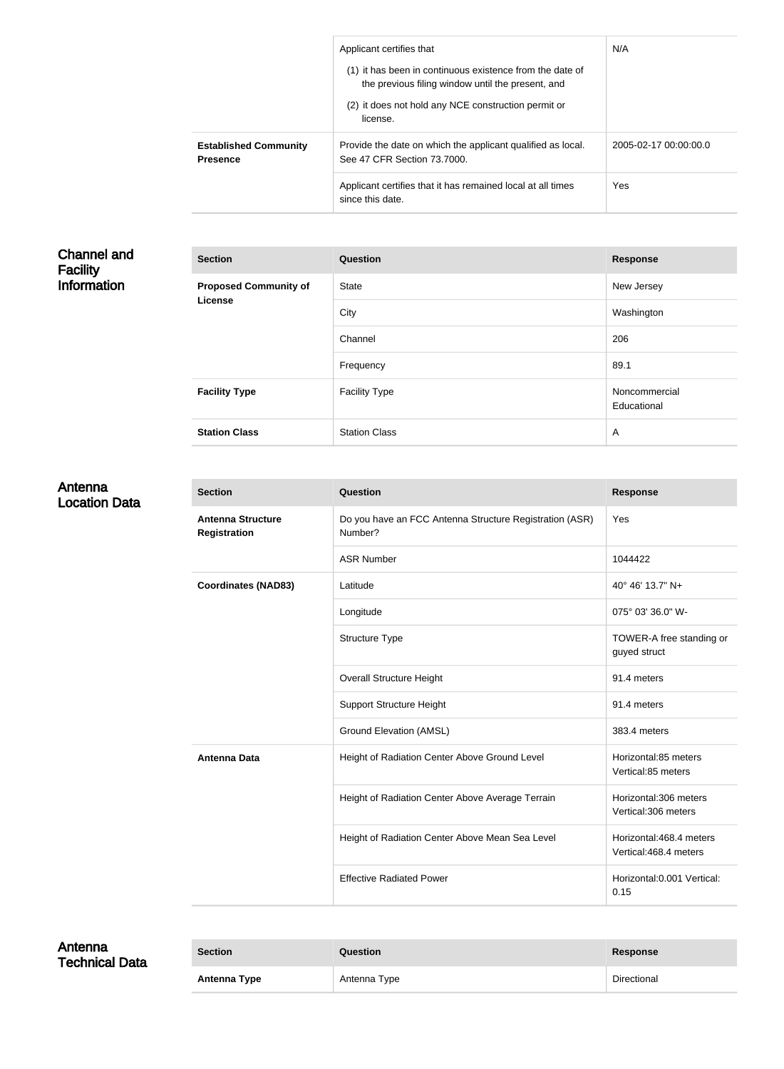| | | |
|---|---|---|
| | Applicant certifies that (1) it has been in continuous existence from the date of the previous filing window until the present, and (2) it does not hold any NCE construction permit or license. | N/A |
| **Established Community Presence** | Provide the date on which the applicant qualified as local. See 47 CFR Section 73.7000. | 2005-02-17 00:00:00.0 |
| | Applicant certifies that it has remained local at all times since this date. | Yes |

## Channel and Facility Information

| Section | Question | Response |
|---|---|---|
| **Proposed Community of License** | State | New Jersey |
| | City | Washington |
| | Channel | 206 |
| | Frequency | 89.1 |
| **Facility Type** | Facility Type | Noncommercial Educational |
| **Station Class** | Station Class | A |

## Antenna Location Data

| Section | Question | Response |
|---|---|---|
| **Antenna Structure Registration** | Do you have an FCC Antenna Structure Registration (ASR) Number? | Yes |
| | ASR Number | 1044422 |
| **Coordinates (NAD83)** | Latitude | 40° 46' 13.7" N+ |
| | Longitude | 075° 03' 36.0" W- |
| | Structure Type | TOWER-A free standing or guyed struct |
| | Overall Structure Height | 91.4 meters |
| | Support Structure Height | 91.4 meters |
| | Ground Elevation (AMSL) | 383.4 meters |
| **Antenna Data** | Height of Radiation Center Above Ground Level | Horizontal:85 meters Vertical:85 meters |
| | Height of Radiation Center Above Average Terrain | Horizontal:306 meters Vertical:306 meters |
| | Height of Radiation Center Above Mean Sea Level | Horizontal:468.4 meters Vertical:468.4 meters |
| | Effective Radiated Power | Horizontal:0.001 Vertical: 0.15 |

## Antenna Technical Data

| Section | Question | Response |
|---|---|---|
| **Antenna Type** | Antenna Type | Directional |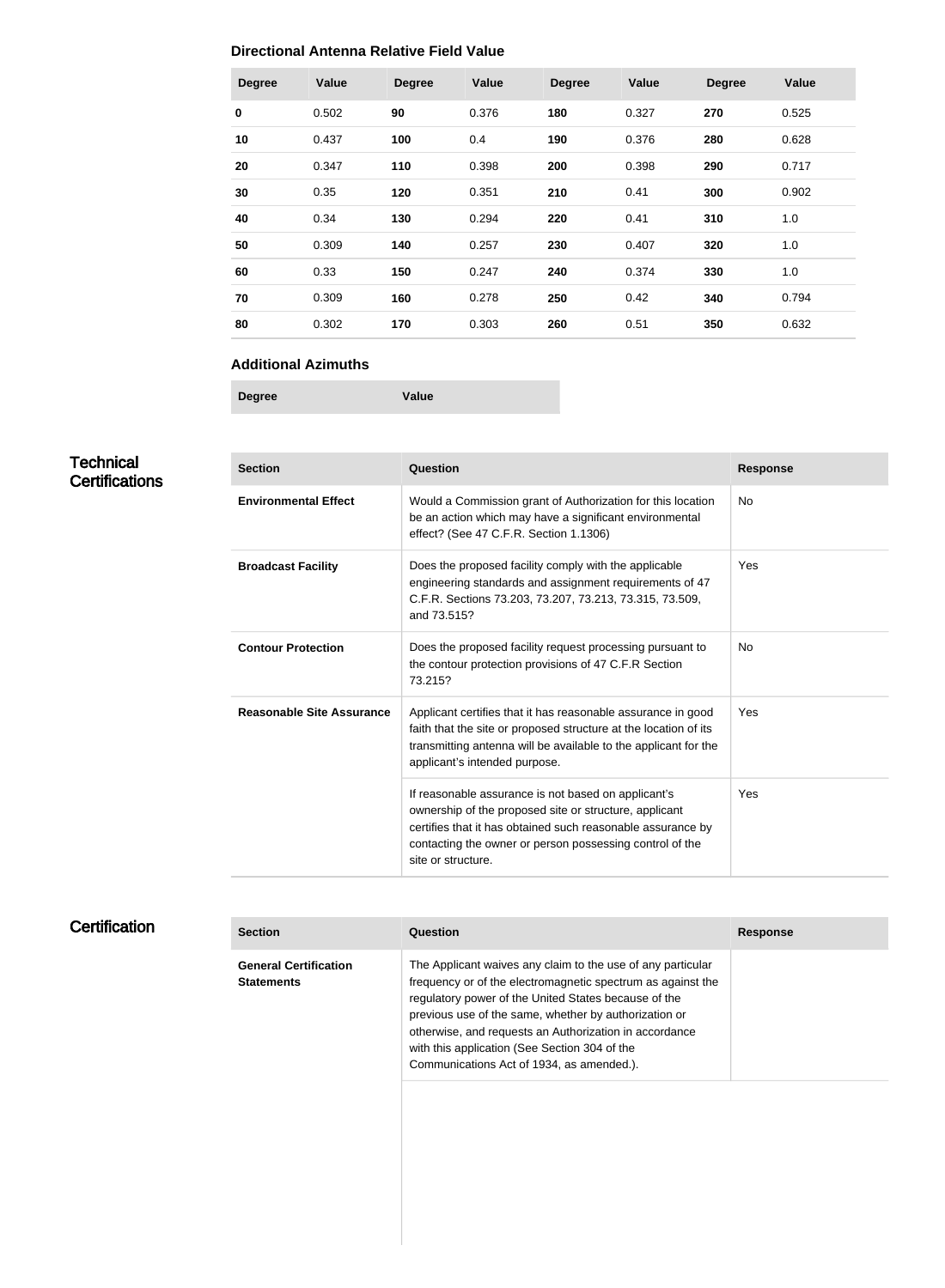### Directional Antenna Relative Field Value

| Degree | Value | Degree | Value | Degree | Value | Degree | Value |
|---|---|---|---|---|---|---|---|
| **0** | 0.502 | **90** | 0.376 | **180** | 0.327 | **270** | 0.525 |
| **10** | 0.437 | **100** | 0.4 | **190** | 0.376 | **280** | 0.628 |
| **20** | 0.347 | **110** | 0.398 | **200** | 0.398 | **290** | 0.717 |
| **30** | 0.35 | **120** | 0.351 | **210** | 0.41 | **300** | 0.902 |
| **40** | 0.34 | **130** | 0.294 | **220** | 0.41 | **310** | 1.0 |
| **50** | 0.309 | **140** | 0.257 | **230** | 0.407 | **320** | 1.0 |
| **60** | 0.33 | **150** | 0.247 | **240** | 0.374 | **330** | 1.0 |
| **70** | 0.309 | **160** | 0.278 | **250** | 0.42 | **340** | 0.794 |
| **80** | 0.302 | **170** | 0.303 | **260** | 0.51 | **350** | 0.632 |

### Additional Azimuths

| Degree | Value |
|---|---|

## Technical Certifications

| Section | Question | Response |
|---|---|---|
| **Environmental Effect** | Would a Commission grant of Authorization for this location be an action which may have a significant environmental effect? (See 47 C.F.R. Section 1.1306) | No |
| **Broadcast Facility** | Does the proposed facility comply with the applicable engineering standards and assignment requirements of 47 C.F.R. Sections 73.203, 73.207, 73.213, 73.315, 73.509, and 73.515? | Yes |
| **Contour Protection** | Does the proposed facility request processing pursuant to the contour protection provisions of 47 C.F.R Section 73.215? | No |
| **Reasonable Site Assurance** | Applicant certifies that it has reasonable assurance in good faith that the site or proposed structure at the location of its transmitting antenna will be available to the applicant for the applicant's intended purpose. | Yes |
| | If reasonable assurance is not based on applicant's ownership of the proposed site or structure, applicant certifies that it has obtained such reasonable assurance by contacting the owner or person possessing control of the site or structure. | Yes |

## Certification

| Section | Question | Response |
|---|---|---|
| **General Certification Statements** | The Applicant waives any claim to the use of any particular frequency or of the electromagnetic spectrum as against the regulatory power of the United States because of the previous use of the same, whether by authorization or otherwise, and requests an Authorization in accordance with this application (See Section 304 of the Communications Act of 1934, as amended.). | |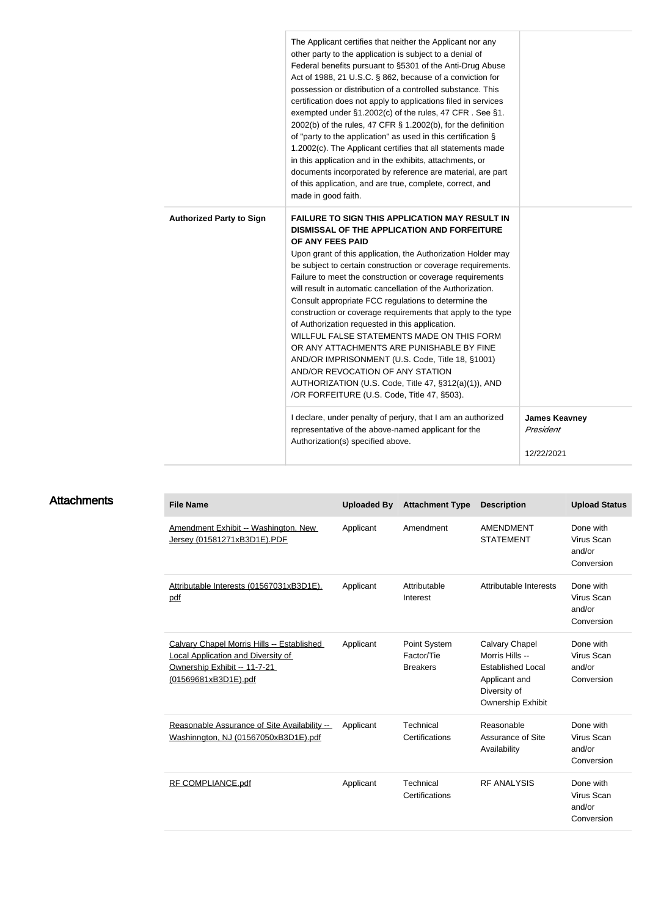| | | |
|---|---|---|
| | The Applicant certifies that neither the Applicant nor any other party to the application is subject to a denial of Federal benefits pursuant to §5301 of the Anti-Drug Abuse Act of 1988, 21 U.S.C. § 862, because of a conviction for possession or distribution of a controlled substance. This certification does not apply to applications filed in services exempted under §1.2002(c) of the rules, 47 CFR . See §1. 2002(b) of the rules, 47 CFR § 1.2002(b), for the definition of "party to the application" as used in this certification § 1.2002(c). The Applicant certifies that all statements made in this application and in the exhibits, attachments, or documents incorporated by reference are material, are part of this application, and are true, complete, correct, and made in good faith. | |
| **Authorized Party to Sign** | **FAILURE TO SIGN THIS APPLICATION MAY RESULT IN DISMISSAL OF THE APPLICATION AND FORFEITURE OF ANY FEES PAID**<br>Upon grant of this application, the Authorization Holder may be subject to certain construction or coverage requirements. Failure to meet the construction or coverage requirements will result in automatic cancellation of the Authorization. Consult appropriate FCC regulations to determine the construction or coverage requirements that apply to the type of Authorization requested in this application.<br>WILLFUL FALSE STATEMENTS MADE ON THIS FORM OR ANY ATTACHMENTS ARE PUNISHABLE BY FINE AND/OR IMPRISONMENT (U.S. Code, Title 18, §1001) AND/OR REVOCATION OF ANY STATION AUTHORIZATION (U.S. Code, Title 47, §312(a)(1)), AND /OR FORFEITURE (U.S. Code, Title 47, §503). | |
| | I declare, under penalty of perjury, that I am an authorized representative of the above-named applicant for the Authorization(s) specified above. | **James Keavney**<br>*President*<br><br>12/22/2021 |

## Attachments

| File Name | Uploaded By | Attachment Type | Description | Upload Status |
|---|---|---|---|---|
| Amendment Exhibit -- Washington, New Jersey (01581271xB3D1E).PDF | Applicant | Amendment | AMENDMENT STATEMENT | Done with Virus Scan and/or Conversion |
| Attributable Interests (01567031xB3D1E).pdf | Applicant | Attributable Interest | Attributable Interests | Done with Virus Scan and/or Conversion |
| Calvary Chapel Morris Hills -- Established Local Application and Diversity of Ownership Exhibit -- 11-7-21 (01569681xB3D1E).pdf | Applicant | Point System Factor/Tie Breakers | Calvary Chapel Morris Hills -- Established Local Applicant and Diversity of Ownership Exhibit | Done with Virus Scan and/or Conversion |
| Reasonable Assurance of Site Availability -- Washinngton, NJ (01567050xB3D1E).pdf | Applicant | Technical Certifications | Reasonable Assurance of Site Availability | Done with Virus Scan and/or Conversion |
| RF COMPLIANCE.pdf | Applicant | Technical Certifications | RF ANALYSIS | Done with Virus Scan and/or Conversion |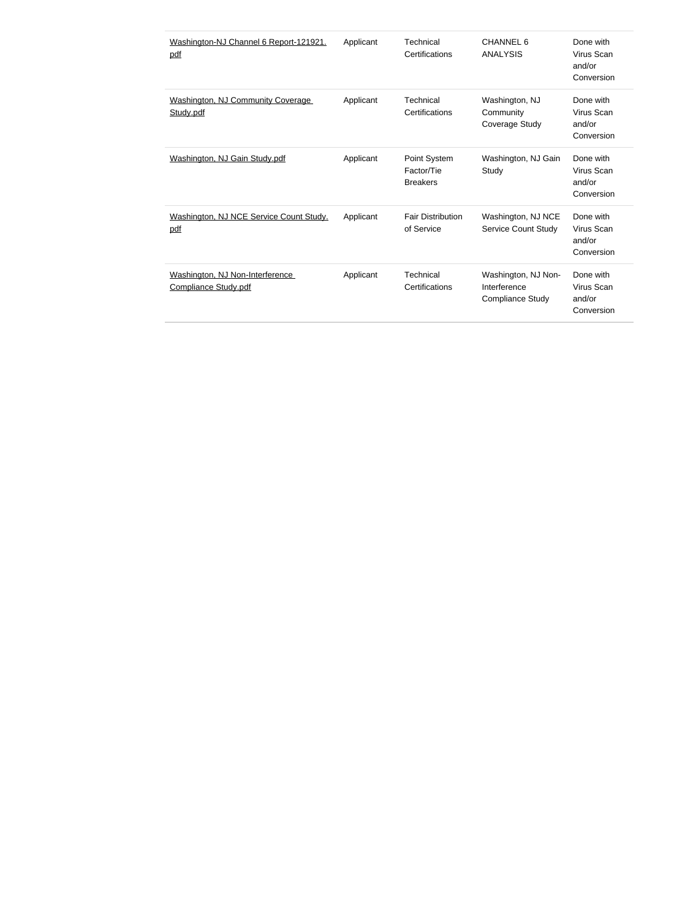| | | | | |
|---|---|---|---|---|
| Washington-NJ Channel 6 Report-121921.pdf | Applicant | Technical Certifications | CHANNEL 6 ANALYSIS | Done with Virus Scan and/or Conversion |
| Washington, NJ Community Coverage Study.pdf | Applicant | Technical Certifications | Washington, NJ Community Coverage Study | Done with Virus Scan and/or Conversion |
| Washington, NJ Gain Study.pdf | Applicant | Point System Factor/Tie Breakers | Washington, NJ Gain Study | Done with Virus Scan and/or Conversion |
| Washington, NJ NCE Service Count Study.pdf | Applicant | Fair Distribution of Service | Washington, NJ NCE Service Count Study | Done with Virus Scan and/or Conversion |
| Washington, NJ Non-Interference Compliance Study.pdf | Applicant | Technical Certifications | Washington, NJ Non-Interference Compliance Study | Done with Virus Scan and/or Conversion |